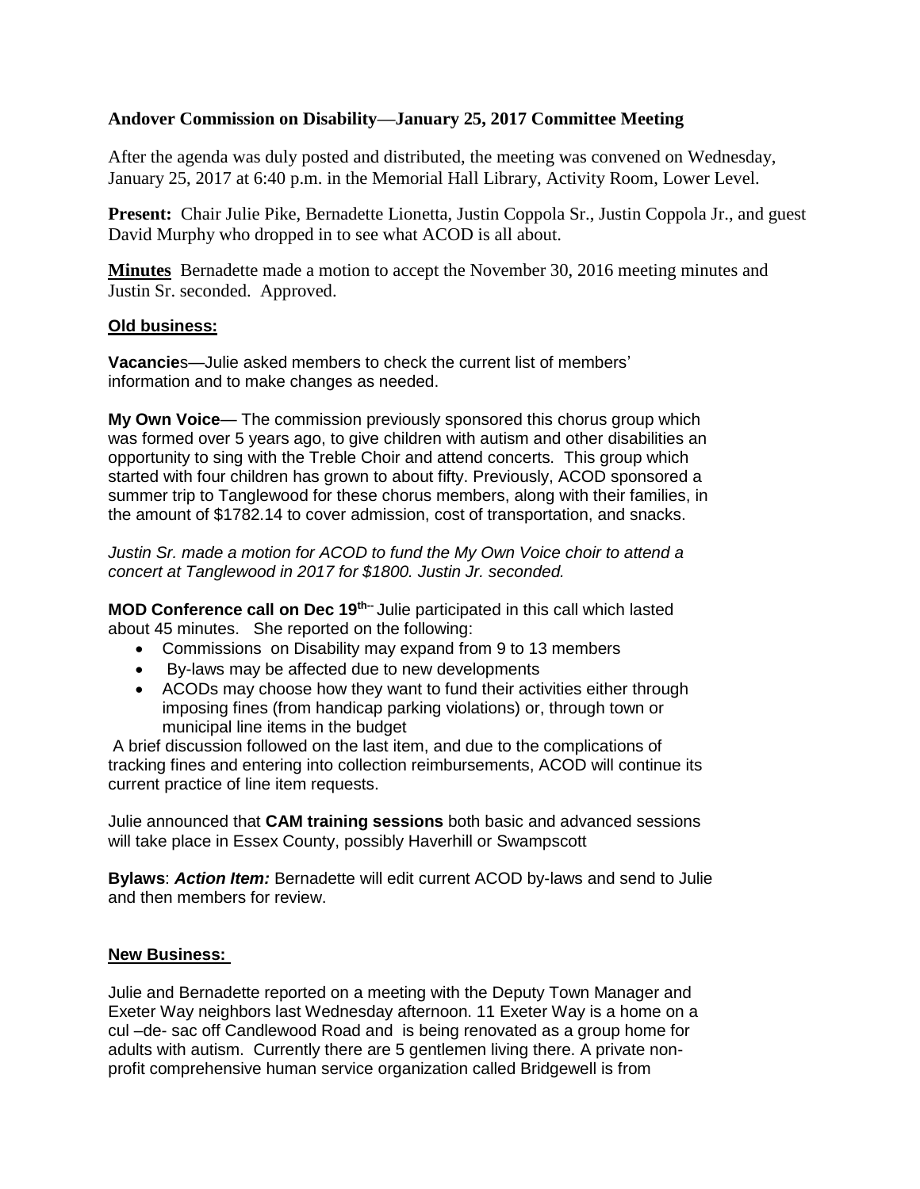**Andover Commission on Disability—January 25, 2017 Committee Meeting**

After the agenda was duly posted and distributed, the meeting was convened on Wednesday, January 25, 2017 at 6:40 p.m. in the Memorial Hall Library, Activity Room, Lower Level.

**Present:** Chair Julie Pike, Bernadette Lionetta, Justin Coppola Sr., Justin Coppola Jr., and guest David Murphy who dropped in to see what ACOD is all about.

**Minutes** Bernadette made a motion to accept the November 30, 2016 meeting minutes and Justin Sr. seconded. Approved.

**Old business:**

**Vacancie**s—Julie asked members to check the current list of members' information and to make changes as needed.

**My Own Voice**— The commission previously sponsored this chorus group which was formed over 5 years ago, to give children with autism and other disabilities an opportunity to sing with the Treble Choir and attend concerts. This group which started with four children has grown to about fifty. Previously, ACOD sponsored a summer trip to Tanglewood for these chorus members, along with their families, in the amount of $1782.14 to cover admission, cost of transportation, and snacks.

*Justin Sr. made a motion for ACOD to fund the My Own Voice choir to attend a concert at Tanglewood in 2017 for $1800. Justin Jr. seconded.*

**MOD Conference call on Dec 19th**-- Julie participated in this call which lasted about 45 minutes. She reported on the following:

- Commissions on Disability may expand from 9 to 13 members
- By-laws may be affected due to new developments
- ACODs may choose how they want to fund their activities either through imposing fines (from handicap parking violations) or, through town or municipal line items in the budget

A brief discussion followed on the last item, and due to the complications of tracking fines and entering into collection reimbursements, ACOD will continue its current practice of line item requests.

Julie announced that **CAM training sessions** both basic and advanced sessions will take place in Essex County, possibly Haverhill or Swampscott

**Bylaws**: ***Action Item:*** Bernadette will edit current ACOD by-laws and send to Julie and then members for review.

**New Business:**

Julie and Bernadette reported on a meeting with the Deputy Town Manager and Exeter Way neighbors last Wednesday afternoon. 11 Exeter Way is a home on a cul –de- sac off Candlewood Road and is being renovated as a group home for adults with autism. Currently there are 5 gentlemen living there. A private non-profit comprehensive human service organization called Bridgewell is from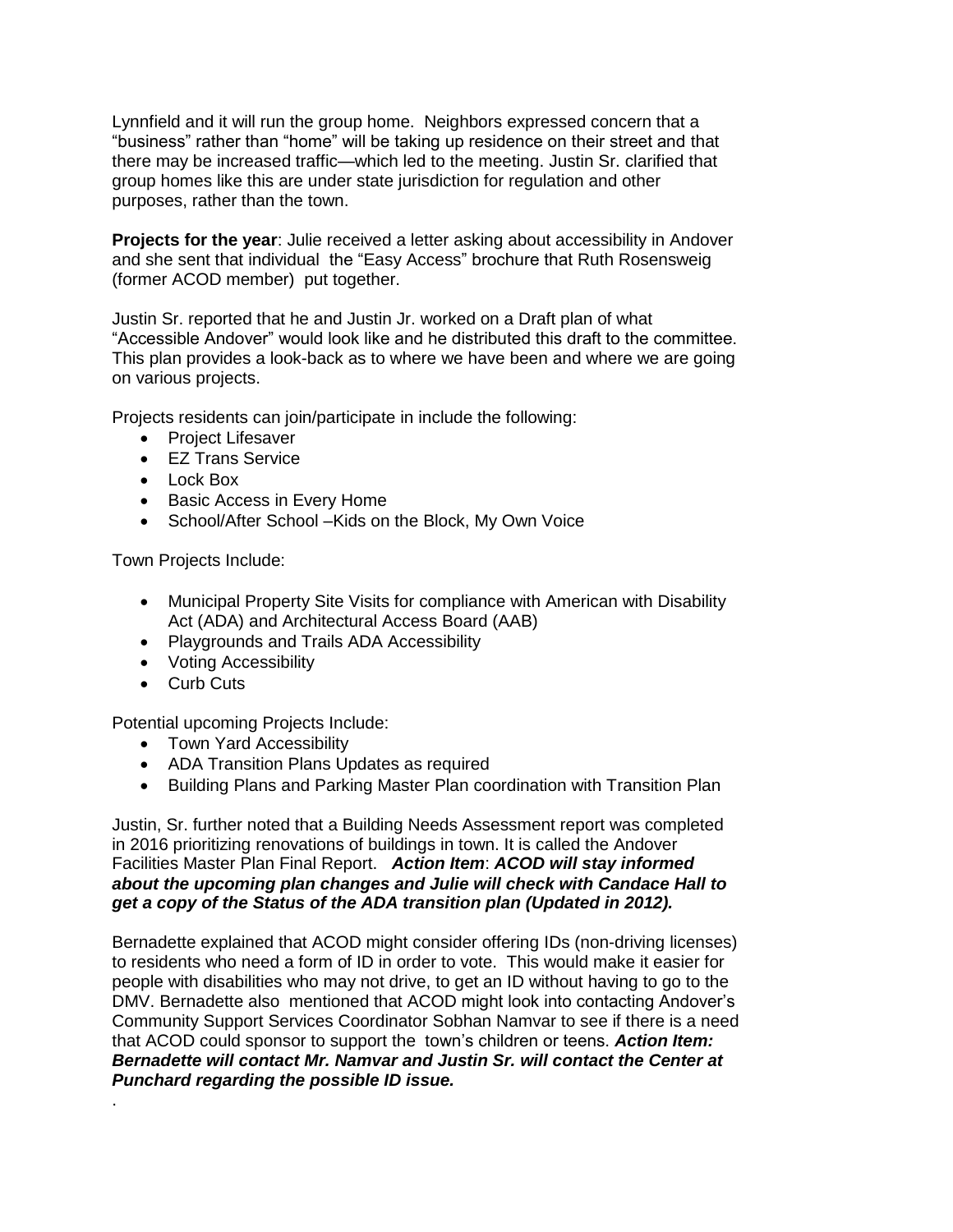Lynnfield and it will run the group home. Neighbors expressed concern that a "business" rather than "home" will be taking up residence on their street and that there may be increased traffic—which led to the meeting. Justin Sr. clarified that group homes like this are under state jurisdiction for regulation and other purposes, rather than the town.

**Projects for the year**: Julie received a letter asking about accessibility in Andover and she sent that individual the "Easy Access" brochure that Ruth Rosensweig (former ACOD member) put together.

Justin Sr. reported that he and Justin Jr. worked on a Draft plan of what "Accessible Andover" would look like and he distributed this draft to the committee. This plan provides a look-back as to where we have been and where we are going on various projects.

Projects residents can join/participate in include the following:

- Project Lifesaver
- EZ Trans Service
- Lock Box
- Basic Access in Every Home
- School/After School –Kids on the Block, My Own Voice

Town Projects Include:

- Municipal Property Site Visits for compliance with American with Disability Act (ADA) and Architectural Access Board (AAB)
- Playgrounds and Trails ADA Accessibility
- Voting Accessibility
- Curb Cuts

Potential upcoming Projects Include:

- Town Yard Accessibility
- ADA Transition Plans Updates as required
- Building Plans and Parking Master Plan coordination with Transition Plan

Justin, Sr. further noted that a Building Needs Assessment report was completed in 2016 prioritizing renovations of buildings in town. It is called the Andover Facilities Master Plan Final Report. ***Action Item***: ***ACOD will stay informed about the upcoming plan changes and Julie will check with Candace Hall to get a copy of the Status of the ADA transition plan (Updated in 2012).***

Bernadette explained that ACOD might consider offering IDs (non-driving licenses) to residents who need a form of ID in order to vote. This would make it easier for people with disabilities who may not drive, to get an ID without having to go to the DMV. Bernadette also mentioned that ACOD might look into contacting Andover's Community Support Services Coordinator Sobhan Namvar to see if there is a need that ACOD could sponsor to support the town's children or teens. ***Action Item: Bernadette will contact Mr. Namvar and Justin Sr. will contact the Center at Punchard regarding the possible ID issue.***

.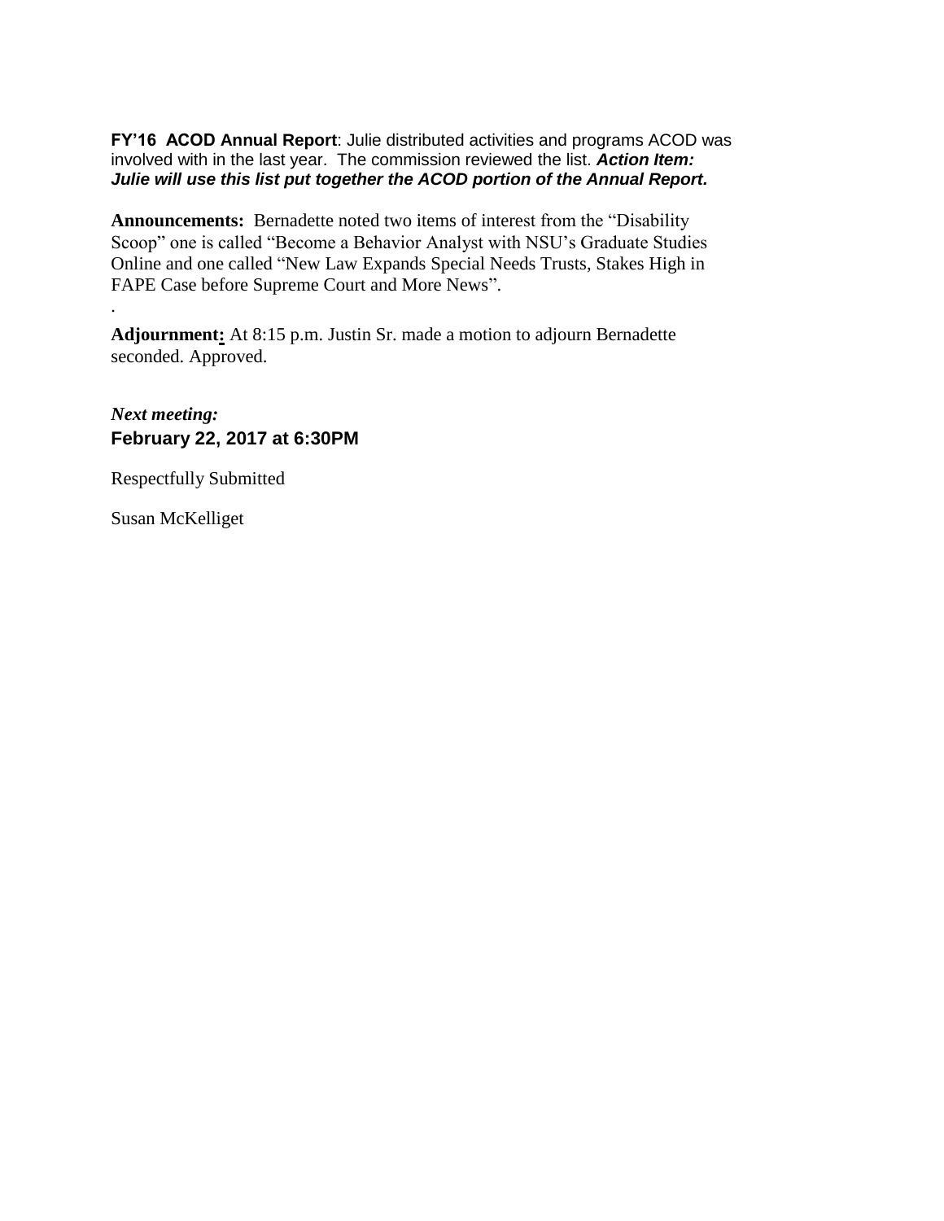**FY'16 ACOD Annual Report**: Julie distributed activities and programs ACOD was involved with in the last year. The commission reviewed the list. ***Action Item: Julie will use this list put together the ACOD portion of the Annual Report.***

**Announcements:** Bernadette noted two items of interest from the "Disability Scoop" one is called "Become a Behavior Analyst with NSU's Graduate Studies Online and one called "New Law Expands Special Needs Trusts, Stakes High in FAPE Case before Supreme Court and More News".

.

**Adjournment:** At 8:15 p.m. Justin Sr. made a motion to adjourn Bernadette seconded. Approved.

***Next meeting:***
**February 22, 2017 at 6:30PM**

Respectfully Submitted

Susan McKelliget